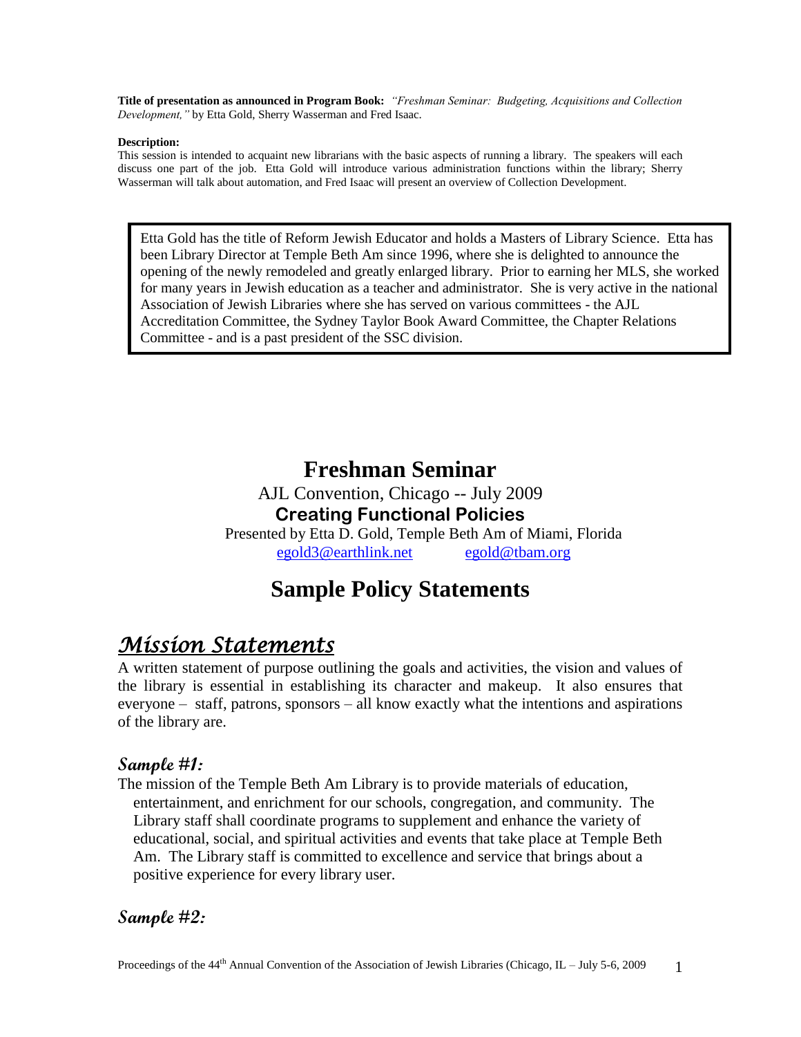**Title of presentation as announced in Program Book:** *"Freshman Seminar: Budgeting, Acquisitions and Collection Development,"* by Etta Gold, Sherry Wasserman and Fred Isaac.

**Description:**
This session is intended to acquaint new librarians with the basic aspects of running a library. The speakers will each discuss one part of the job. Etta Gold will introduce various administration functions within the library; Sherry Wasserman will talk about automation, and Fred Isaac will present an overview of Collection Development.

> Etta Gold has the title of Reform Jewish Educator and holds a Masters of Library Science. Etta has been Library Director at Temple Beth Am since 1996, where she is delighted to announce the opening of the newly remodeled and greatly enlarged library. Prior to earning her MLS, she worked for many years in Jewish education as a teacher and administrator. She is very active in the national Association of Jewish Libraries where she has served on various committees - the AJL Accreditation Committee, the Sydney Taylor Book Award Committee, the Chapter Relations Committee - and is a past president of the SSC division.

# Freshman Seminar

AJL Convention, Chicago -- July 2009

**Creating Functional Policies**

Presented by Etta D. Gold, Temple Beth Am of Miami, Florida

egold3@earthlink.net egold@tbam.org

# Sample Policy Statements

## *Mission Statements*

A written statement of purpose outlining the goals and activities, the vision and values of the library is essential in establishing its character and makeup. It also ensures that everyone – staff, patrons, sponsors – all know exactly what the intentions and aspirations of the library are.

### *Sample #1:*

The mission of the Temple Beth Am Library is to provide materials of education, entertainment, and enrichment for our schools, congregation, and community. The Library staff shall coordinate programs to supplement and enhance the variety of educational, social, and spiritual activities and events that take place at Temple Beth Am. The Library staff is committed to excellence and service that brings about a positive experience for every library user.

### *Sample #2:*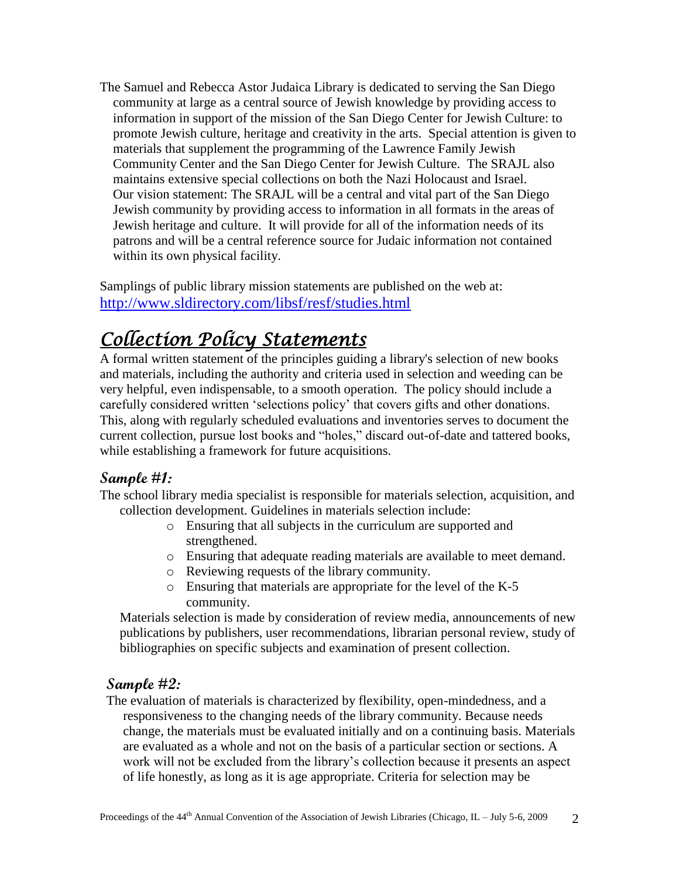The Samuel and Rebecca Astor Judaica Library is dedicated to serving the San Diego community at large as a central source of Jewish knowledge by providing access to information in support of the mission of the San Diego Center for Jewish Culture: to promote Jewish culture, heritage and creativity in the arts. Special attention is given to materials that supplement the programming of the Lawrence Family Jewish Community Center and the San Diego Center for Jewish Culture. The SRAJL also maintains extensive special collections on both the Nazi Holocaust and Israel. Our vision statement: The SRAJL will be a central and vital part of the San Diego Jewish community by providing access to information in all formats in the areas of Jewish heritage and culture. It will provide for all of the information needs of its patrons and will be a central reference source for Judaic information not contained within its own physical facility.

Samplings of public library mission statements are published on the web at: http://www.sldirectory.com/libsf/resf/studies.html

## Collection Policy Statements

A formal written statement of the principles guiding a library's selection of new books and materials, including the authority and criteria used in selection and weeding can be very helpful, even indispensable, to a smooth operation. The policy should include a carefully considered written 'selections policy' that covers gifts and other donations. This, along with regularly scheduled evaluations and inventories serves to document the current collection, pursue lost books and "holes," discard out-of-date and tattered books, while establishing a framework for future acquisitions.

### Sample #1:

The school library media specialist is responsible for materials selection, acquisition, and collection development. Guidelines in materials selection include:

- Ensuring that all subjects in the curriculum are supported and strengthened.
- Ensuring that adequate reading materials are available to meet demand.
- Reviewing requests of the library community.
- Ensuring that materials are appropriate for the level of the K-5 community.

Materials selection is made by consideration of review media, announcements of new publications by publishers, user recommendations, librarian personal review, study of bibliographies on specific subjects and examination of present collection.

### Sample #2:

The evaluation of materials is characterized by flexibility, open-mindedness, and a responsiveness to the changing needs of the library community. Because needs change, the materials must be evaluated initially and on a continuing basis. Materials are evaluated as a whole and not on the basis of a particular section or sections. A work will not be excluded from the library's collection because it presents an aspect of life honestly, as long as it is age appropriate. Criteria for selection may be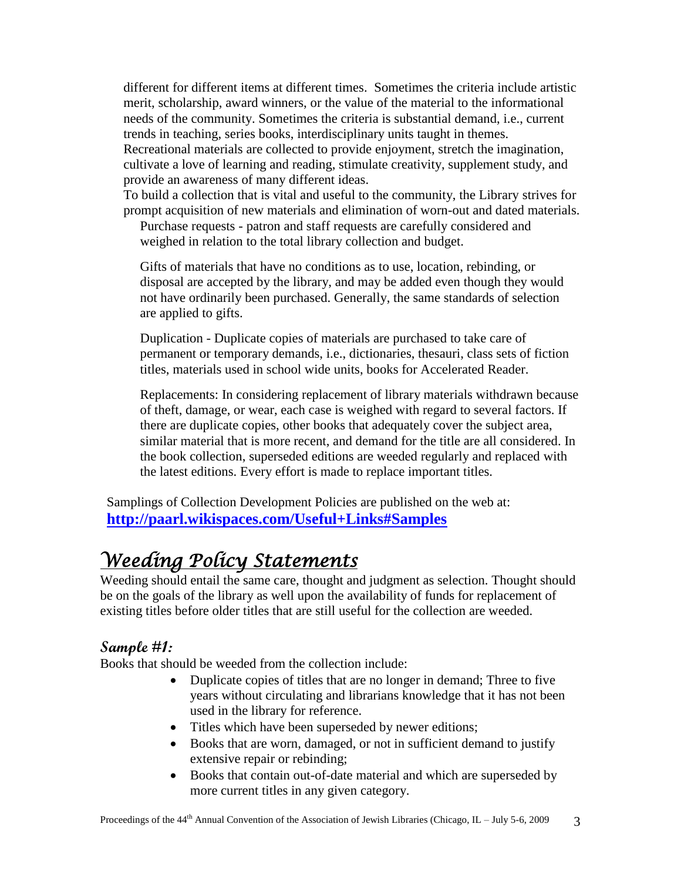different for different items at different times. Sometimes the criteria include artistic merit, scholarship, award winners, or the value of the material to the informational needs of the community. Sometimes the criteria is substantial demand, i.e., current trends in teaching, series books, interdisciplinary units taught in themes.

Recreational materials are collected to provide enjoyment, stretch the imagination, cultivate a love of learning and reading, stimulate creativity, supplement study, and provide an awareness of many different ideas.

To build a collection that is vital and useful to the community, the Library strives for prompt acquisition of new materials and elimination of worn-out and dated materials.

Purchase requests - patron and staff requests are carefully considered and weighed in relation to the total library collection and budget.

Gifts of materials that have no conditions as to use, location, rebinding, or disposal are accepted by the library, and may be added even though they would not have ordinarily been purchased. Generally, the same standards of selection are applied to gifts.

Duplication - Duplicate copies of materials are purchased to take care of permanent or temporary demands, i.e., dictionaries, thesauri, class sets of fiction titles, materials used in school wide units, books for Accelerated Reader.

Replacements: In considering replacement of library materials withdrawn because of theft, damage, or wear, each case is weighed with regard to several factors. If there are duplicate copies, other books that adequately cover the subject area, similar material that is more recent, and demand for the title are all considered. In the book collection, superseded editions are weeded regularly and replaced with the latest editions. Every effort is made to replace important titles.

Samplings of Collection Development Policies are published on the web at: **http://paarl.wikispaces.com/Useful+Links#Samples**

## Weeding Policy Statements

Weeding should entail the same care, thought and judgment as selection. Thought should be on the goals of the library as well upon the availability of funds for replacement of existing titles before older titles that are still useful for the collection are weeded.

### Sample #1:

Books that should be weeded from the collection include:

- Duplicate copies of titles that are no longer in demand; Three to five years without circulating and librarians knowledge that it has not been used in the library for reference.
- Titles which have been superseded by newer editions;
- Books that are worn, damaged, or not in sufficient demand to justify extensive repair or rebinding;
- Books that contain out-of-date material and which are superseded by more current titles in any given category.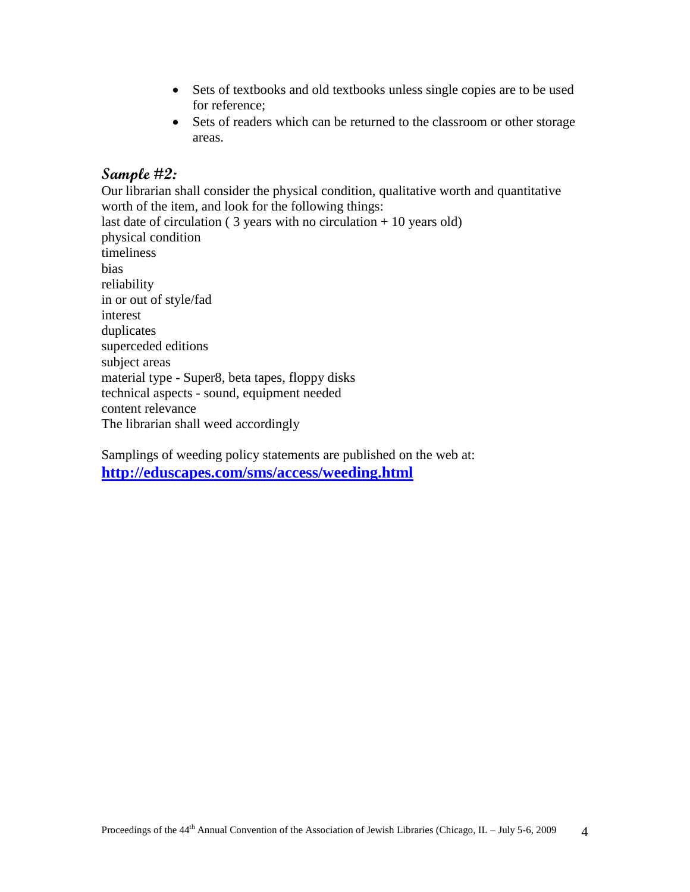- Sets of textbooks and old textbooks unless single copies are to be used for reference;
- Sets of readers which can be returned to the classroom or other storage areas.

### *Sample #2:*

Our librarian shall consider the physical condition, qualitative worth and quantitative worth of the item, and look for the following things:
last date of circulation ( 3 years with no circulation + 10 years old)
physical condition
timeliness
bias
reliability
in or out of style/fad
interest
duplicates
superceded editions
subject areas
material type - Super8, beta tapes, floppy disks
technical aspects - sound, equipment needed
content relevance
The librarian shall weed accordingly

Samplings of weeding policy statements are published on the web at:
**http://eduscapes.com/sms/access/weeding.html**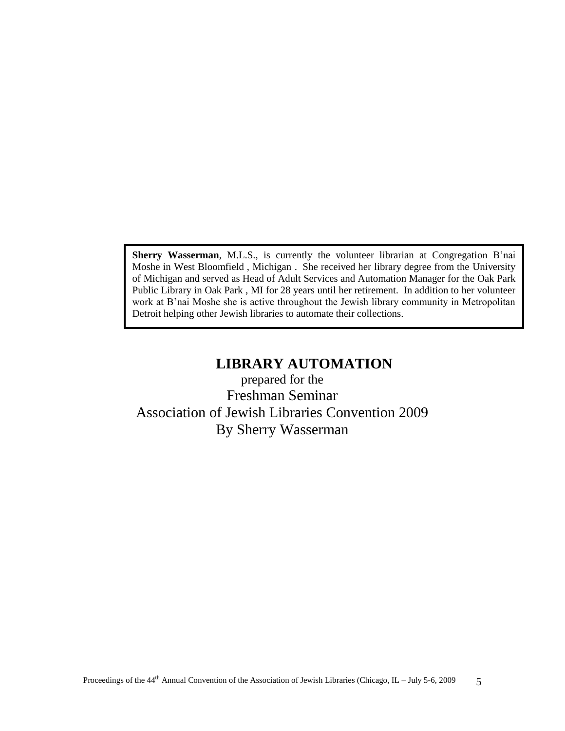**Sherry Wasserman**, M.L.S., is currently the volunteer librarian at Congregation B'nai Moshe in West Bloomfield , Michigan . She received her library degree from the University of Michigan and served as Head of Adult Services and Automation Manager for the Oak Park Public Library in Oak Park , MI for 28 years until her retirement. In addition to her volunteer work at B'nai Moshe she is active throughout the Jewish library community in Metropolitan Detroit helping other Jewish libraries to automate their collections.

# LIBRARY AUTOMATION

prepared for the

Freshman Seminar

Association of Jewish Libraries Convention 2009

By Sherry Wasserman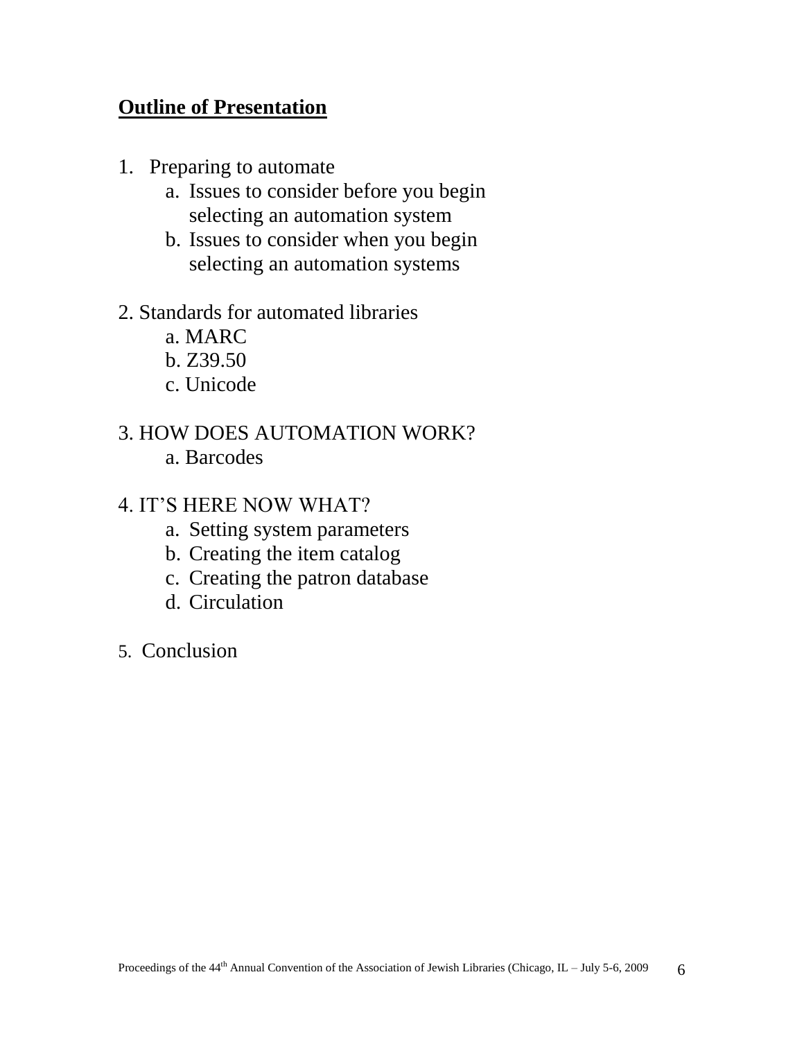## **Outline of Presentation**

1. Preparing to automate
    a. Issues to consider before you begin selecting an automation system
    b. Issues to consider when you begin selecting an automation systems

2. Standards for automated libraries
    a. MARC
    b. Z39.50
    c. Unicode

3. HOW DOES AUTOMATION WORK?
    a. Barcodes

4. IT'S HERE NOW WHAT?
    a. Setting system parameters
    b. Creating the item catalog
    c. Creating the patron database
    d. Circulation

5. Conclusion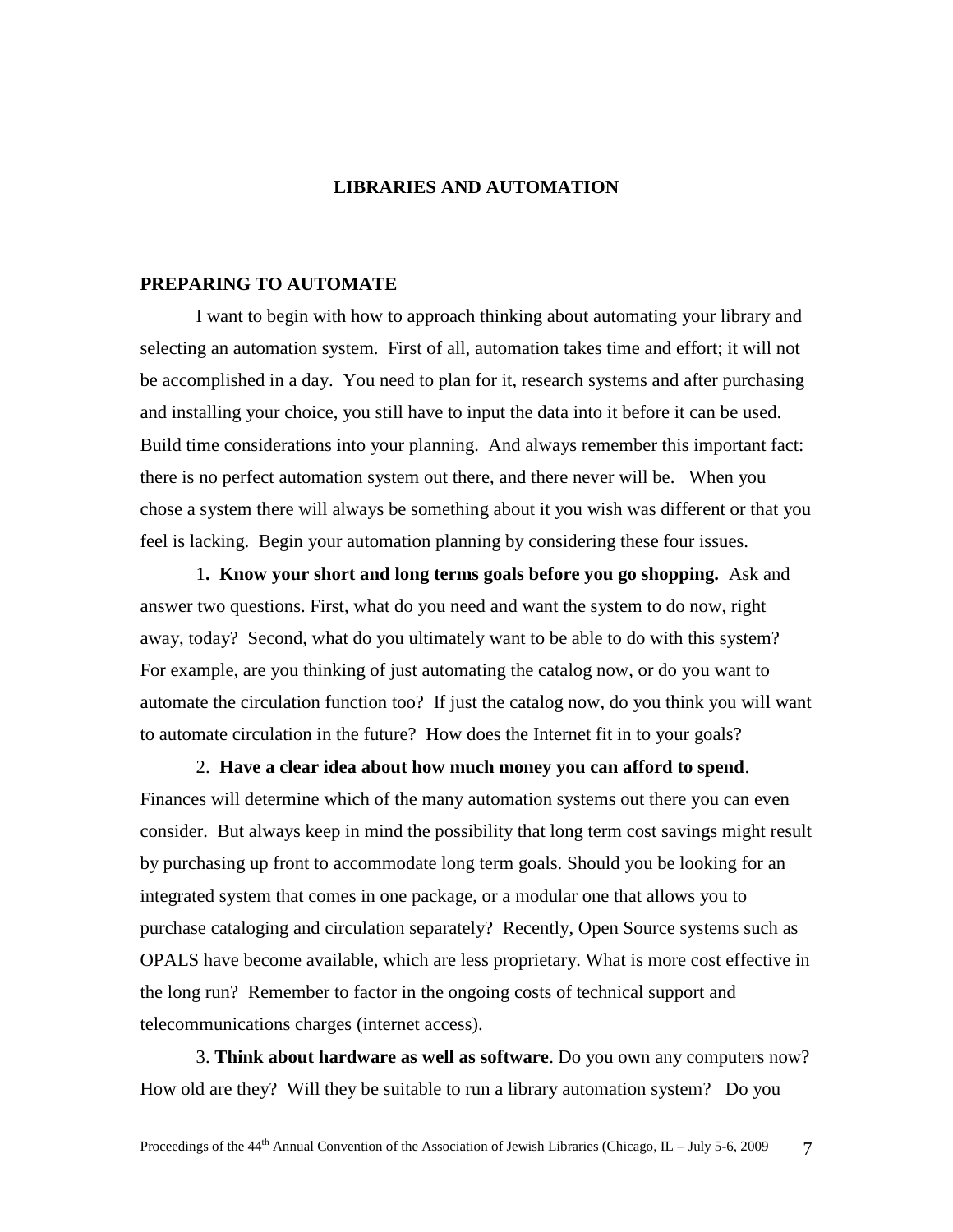## LIBRARIES AND AUTOMATION

### PREPARING TO AUTOMATE

I want to begin with how to approach thinking about automating your library and selecting an automation system. First of all, automation takes time and effort; it will not be accomplished in a day. You need to plan for it, research systems and after purchasing and installing your choice, you still have to input the data into it before it can be used. Build time considerations into your planning. And always remember this important fact: there is no perfect automation system out there, and there never will be. When you chose a system there will always be something about it you wish was different or that you feel is lacking. Begin your automation planning by considering these four issues.

1**. Know your short and long terms goals before you go shopping.** Ask and answer two questions. First, what do you need and want the system to do now, right away, today? Second, what do you ultimately want to be able to do with this system? For example, are you thinking of just automating the catalog now, or do you want to automate the circulation function too? If just the catalog now, do you think you will want to automate circulation in the future? How does the Internet fit in to your goals?

2. **Have a clear idea about how much money you can afford to spend**. Finances will determine which of the many automation systems out there you can even consider. But always keep in mind the possibility that long term cost savings might result by purchasing up front to accommodate long term goals. Should you be looking for an integrated system that comes in one package, or a modular one that allows you to purchase cataloging and circulation separately? Recently, Open Source systems such as OPALS have become available, which are less proprietary. What is more cost effective in the long run? Remember to factor in the ongoing costs of technical support and telecommunications charges (internet access).

3. **Think about hardware as well as software**. Do you own any computers now? How old are they? Will they be suitable to run a library automation system? Do you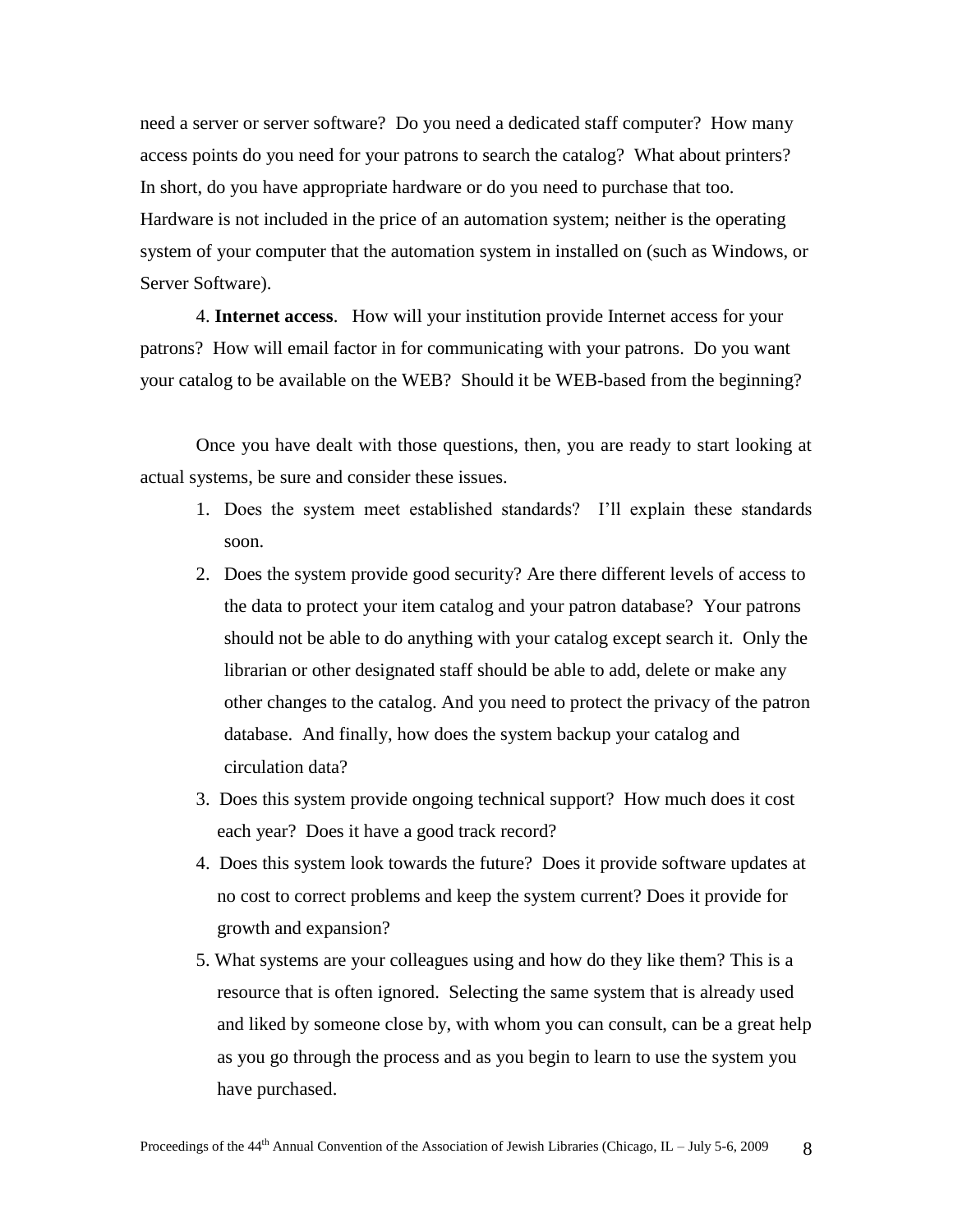need a server or server software? Do you need a dedicated staff computer? How many access points do you need for your patrons to search the catalog? What about printers? In short, do you have appropriate hardware or do you need to purchase that too. Hardware is not included in the price of an automation system; neither is the operating system of your computer that the automation system in installed on (such as Windows, or Server Software).

4. **Internet access**. How will your institution provide Internet access for your patrons? How will email factor in for communicating with your patrons. Do you want your catalog to be available on the WEB? Should it be WEB-based from the beginning?

Once you have dealt with those questions, then, you are ready to start looking at actual systems, be sure and consider these issues.

1. Does the system meet established standards? I'll explain these standards soon.
2. Does the system provide good security? Are there different levels of access to the data to protect your item catalog and your patron database? Your patrons should not be able to do anything with your catalog except search it. Only the librarian or other designated staff should be able to add, delete or make any other changes to the catalog. And you need to protect the privacy of the patron database. And finally, how does the system backup your catalog and circulation data?
3. Does this system provide ongoing technical support? How much does it cost each year? Does it have a good track record?
4. Does this system look towards the future? Does it provide software updates at no cost to correct problems and keep the system current? Does it provide for growth and expansion?
5. What systems are your colleagues using and how do they like them? This is a resource that is often ignored. Selecting the same system that is already used and liked by someone close by, with whom you can consult, can be a great help as you go through the process and as you begin to learn to use the system you have purchased.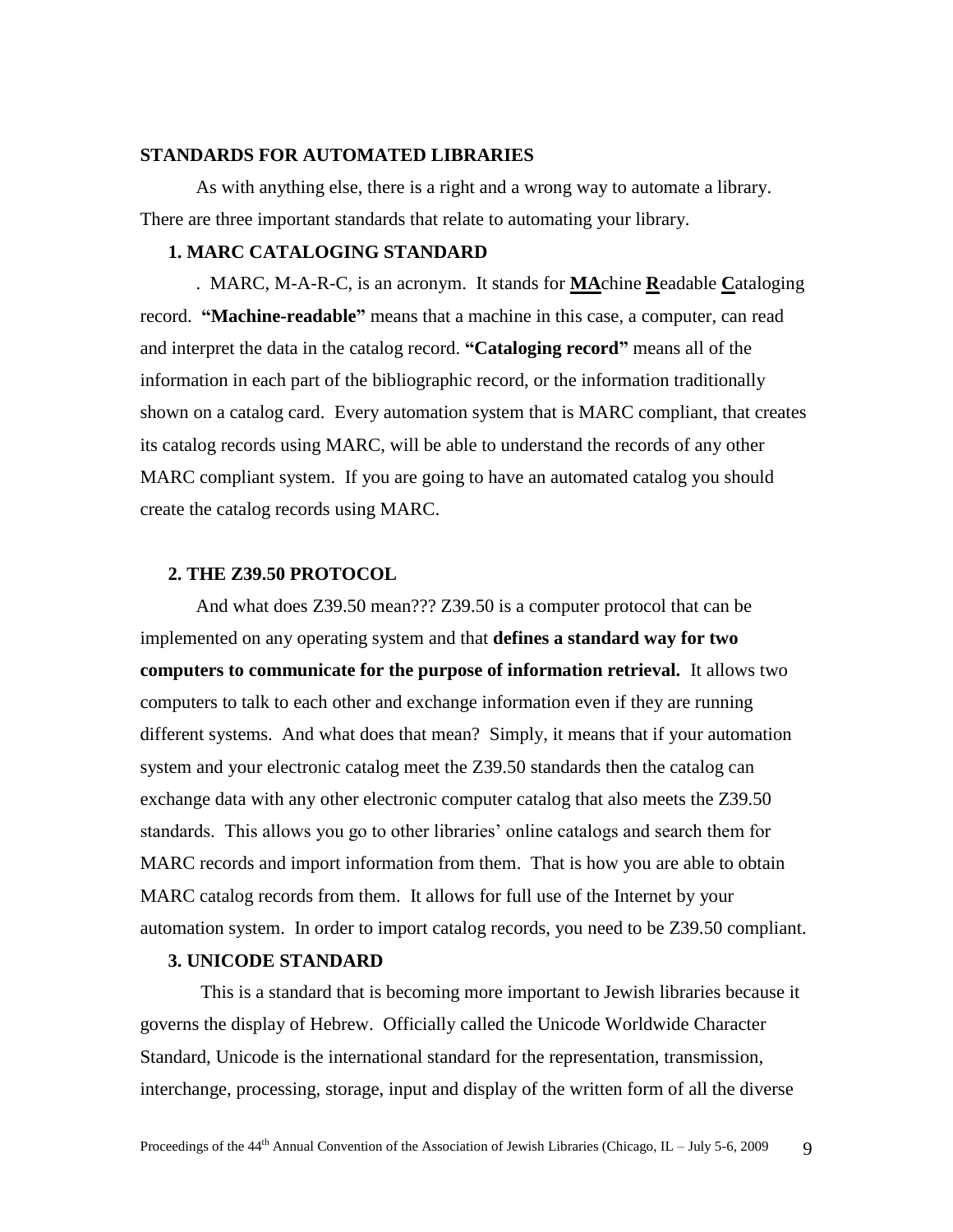## STANDARDS FOR AUTOMATED LIBRARIES

As with anything else, there is a right and a wrong way to automate a library. There are three important standards that relate to automating your library.

### 1. MARC CATALOGING STANDARD

. MARC, M-A-R-C, is an acronym. It stands for **MA**chine **R**eadable **C**ataloging record. **"Machine-readable"** means that a machine in this case, a computer, can read and interpret the data in the catalog record. **"Cataloging record"** means all of the information in each part of the bibliographic record, or the information traditionally shown on a catalog card. Every automation system that is MARC compliant, that creates its catalog records using MARC, will be able to understand the records of any other MARC compliant system. If you are going to have an automated catalog you should create the catalog records using MARC.

### 2. THE Z39.50 PROTOCOL

And what does Z39.50 mean??? Z39.50 is a computer protocol that can be implemented on any operating system and that **defines a standard way for two computers to communicate for the purpose of information retrieval.** It allows two computers to talk to each other and exchange information even if they are running different systems. And what does that mean? Simply, it means that if your automation system and your electronic catalog meet the Z39.50 standards then the catalog can exchange data with any other electronic computer catalog that also meets the Z39.50 standards. This allows you go to other libraries' online catalogs and search them for MARC records and import information from them. That is how you are able to obtain MARC catalog records from them. It allows for full use of the Internet by your automation system. In order to import catalog records, you need to be Z39.50 compliant.

### 3. UNICODE STANDARD

This is a standard that is becoming more important to Jewish libraries because it governs the display of Hebrew. Officially called the Unicode Worldwide Character Standard, Unicode is the international standard for the representation, transmission, interchange, processing, storage, input and display of the written form of all the diverse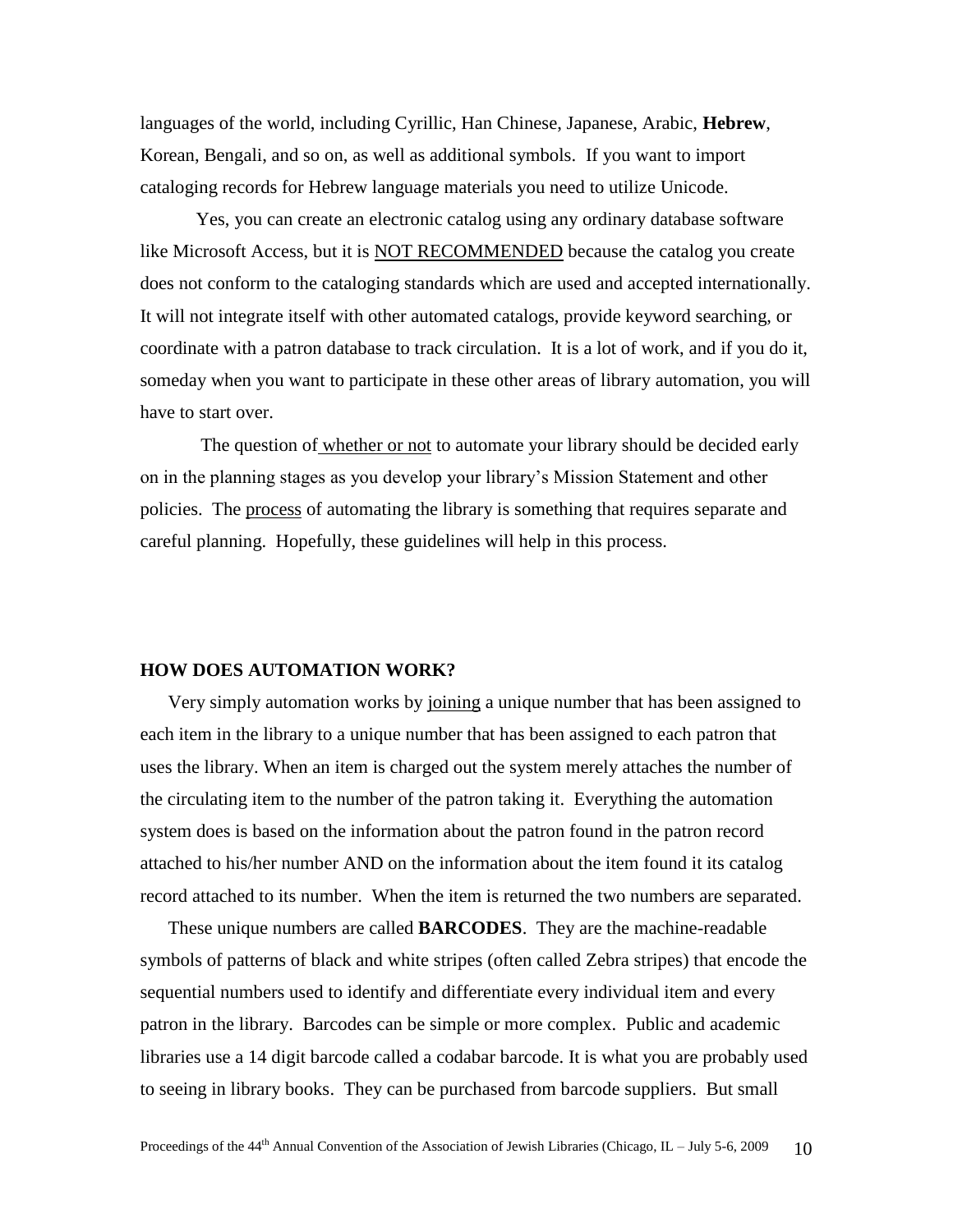languages of the world, including Cyrillic, Han Chinese, Japanese, Arabic, **Hebrew**, Korean, Bengali, and so on, as well as additional symbols. If you want to import cataloging records for Hebrew language materials you need to utilize Unicode.

Yes, you can create an electronic catalog using any ordinary database software like Microsoft Access, but it is NOT RECOMMENDED because the catalog you create does not conform to the cataloging standards which are used and accepted internationally. It will not integrate itself with other automated catalogs, provide keyword searching, or coordinate with a patron database to track circulation. It is a lot of work, and if you do it, someday when you want to participate in these other areas of library automation, you will have to start over.

The question of whether or not to automate your library should be decided early on in the planning stages as you develop your library's Mission Statement and other policies. The process of automating the library is something that requires separate and careful planning. Hopefully, these guidelines will help in this process.

## HOW DOES AUTOMATION WORK?

Very simply automation works by joining a unique number that has been assigned to each item in the library to a unique number that has been assigned to each patron that uses the library. When an item is charged out the system merely attaches the number of the circulating item to the number of the patron taking it. Everything the automation system does is based on the information about the patron found in the patron record attached to his/her number AND on the information about the item found it its catalog record attached to its number. When the item is returned the two numbers are separated.

These unique numbers are called **BARCODES**. They are the machine-readable symbols of patterns of black and white stripes (often called Zebra stripes) that encode the sequential numbers used to identify and differentiate every individual item and every patron in the library. Barcodes can be simple or more complex. Public and academic libraries use a 14 digit barcode called a codabar barcode. It is what you are probably used to seeing in library books. They can be purchased from barcode suppliers. But small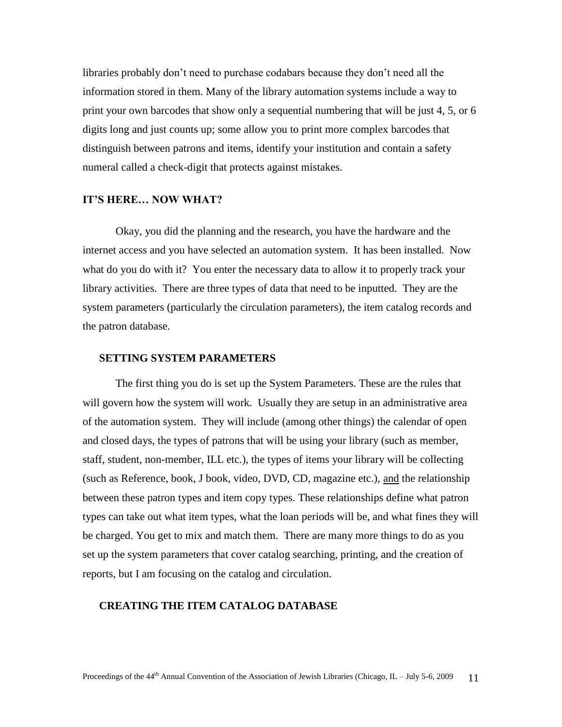libraries probably don't need to purchase codabars because they don't need all the information stored in them. Many of the library automation systems include a way to print your own barcodes that show only a sequential numbering that will be just 4, 5, or 6 digits long and just counts up; some allow you to print more complex barcodes that distinguish between patrons and items, identify your institution and contain a safety numeral called a check-digit that protects against mistakes.

## IT'S HERE… NOW WHAT?

Okay, you did the planning and the research, you have the hardware and the internet access and you have selected an automation system. It has been installed. Now what do you do with it? You enter the necessary data to allow it to properly track your library activities. There are three types of data that need to be inputted. They are the system parameters (particularly the circulation parameters), the item catalog records and the patron database.

### SETTING SYSTEM PARAMETERS

The first thing you do is set up the System Parameters. These are the rules that will govern how the system will work. Usually they are setup in an administrative area of the automation system. They will include (among other things) the calendar of open and closed days, the types of patrons that will be using your library (such as member, staff, student, non-member, ILL etc.), the types of items your library will be collecting (such as Reference, book, J book, video, DVD, CD, magazine etc.), <u>and</u> the relationship between these patron types and item copy types. These relationships define what patron types can take out what item types, what the loan periods will be, and what fines they will be charged. You get to mix and match them. There are many more things to do as you set up the system parameters that cover catalog searching, printing, and the creation of reports, but I am focusing on the catalog and circulation.

### CREATING THE ITEM CATALOG DATABASE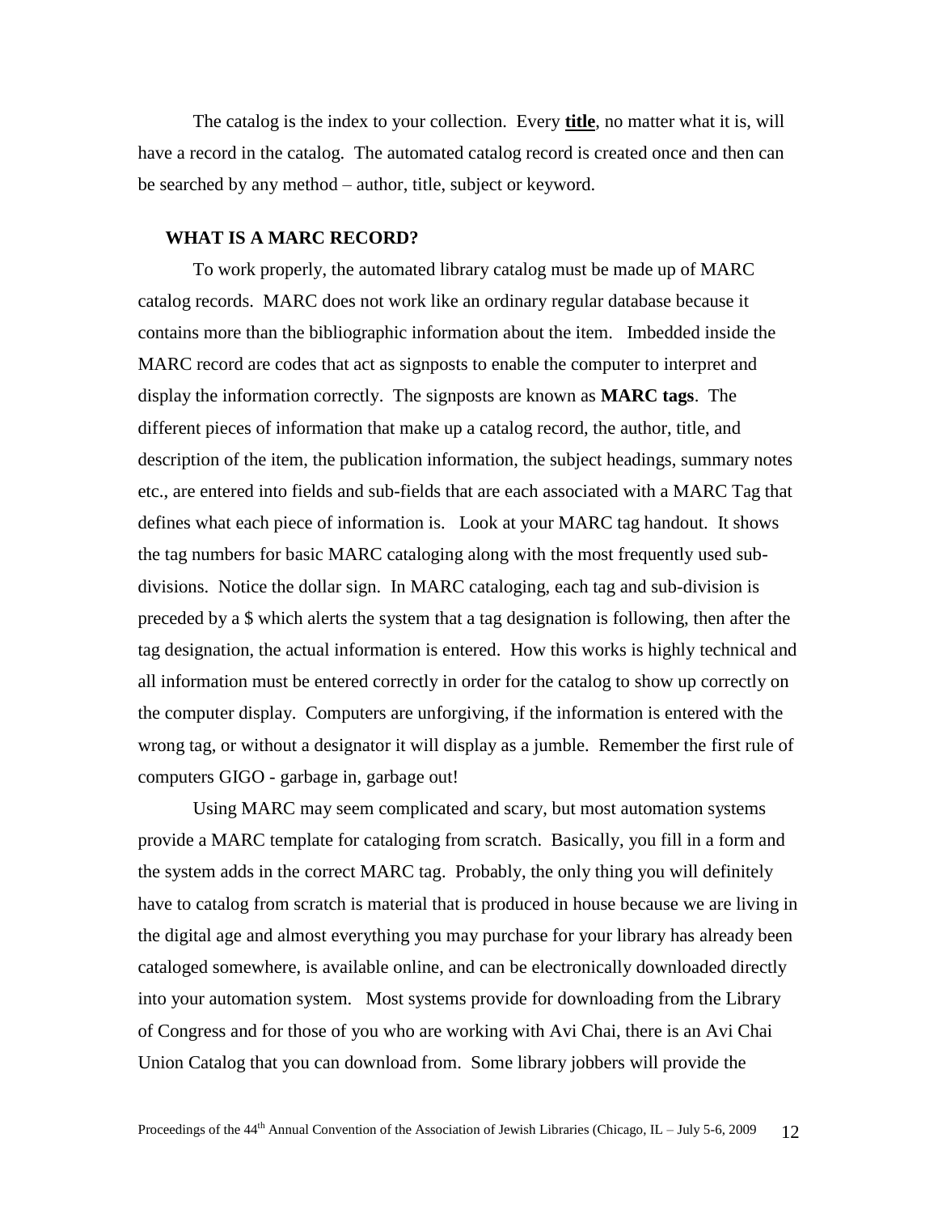The catalog is the index to your collection. Every **title**, no matter what it is, will have a record in the catalog. The automated catalog record is created once and then can be searched by any method – author, title, subject or keyword.

## WHAT IS A MARC RECORD?

To work properly, the automated library catalog must be made up of MARC catalog records. MARC does not work like an ordinary regular database because it contains more than the bibliographic information about the item. Imbedded inside the MARC record are codes that act as signposts to enable the computer to interpret and display the information correctly. The signposts are known as **MARC tags**. The different pieces of information that make up a catalog record, the author, title, and description of the item, the publication information, the subject headings, summary notes etc., are entered into fields and sub-fields that are each associated with a MARC Tag that defines what each piece of information is. Look at your MARC tag handout. It shows the tag numbers for basic MARC cataloging along with the most frequently used sub-divisions. Notice the dollar sign. In MARC cataloging, each tag and sub-division is preceded by a $ which alerts the system that a tag designation is following, then after the tag designation, the actual information is entered. How this works is highly technical and all information must be entered correctly in order for the catalog to show up correctly on the computer display. Computers are unforgiving, if the information is entered with the wrong tag, or without a designator it will display as a jumble. Remember the first rule of computers GIGO - garbage in, garbage out!

Using MARC may seem complicated and scary, but most automation systems provide a MARC template for cataloging from scratch. Basically, you fill in a form and the system adds in the correct MARC tag. Probably, the only thing you will definitely have to catalog from scratch is material that is produced in house because we are living in the digital age and almost everything you may purchase for your library has already been cataloged somewhere, is available online, and can be electronically downloaded directly into your automation system. Most systems provide for downloading from the Library of Congress and for those of you who are working with Avi Chai, there is an Avi Chai Union Catalog that you can download from. Some library jobbers will provide the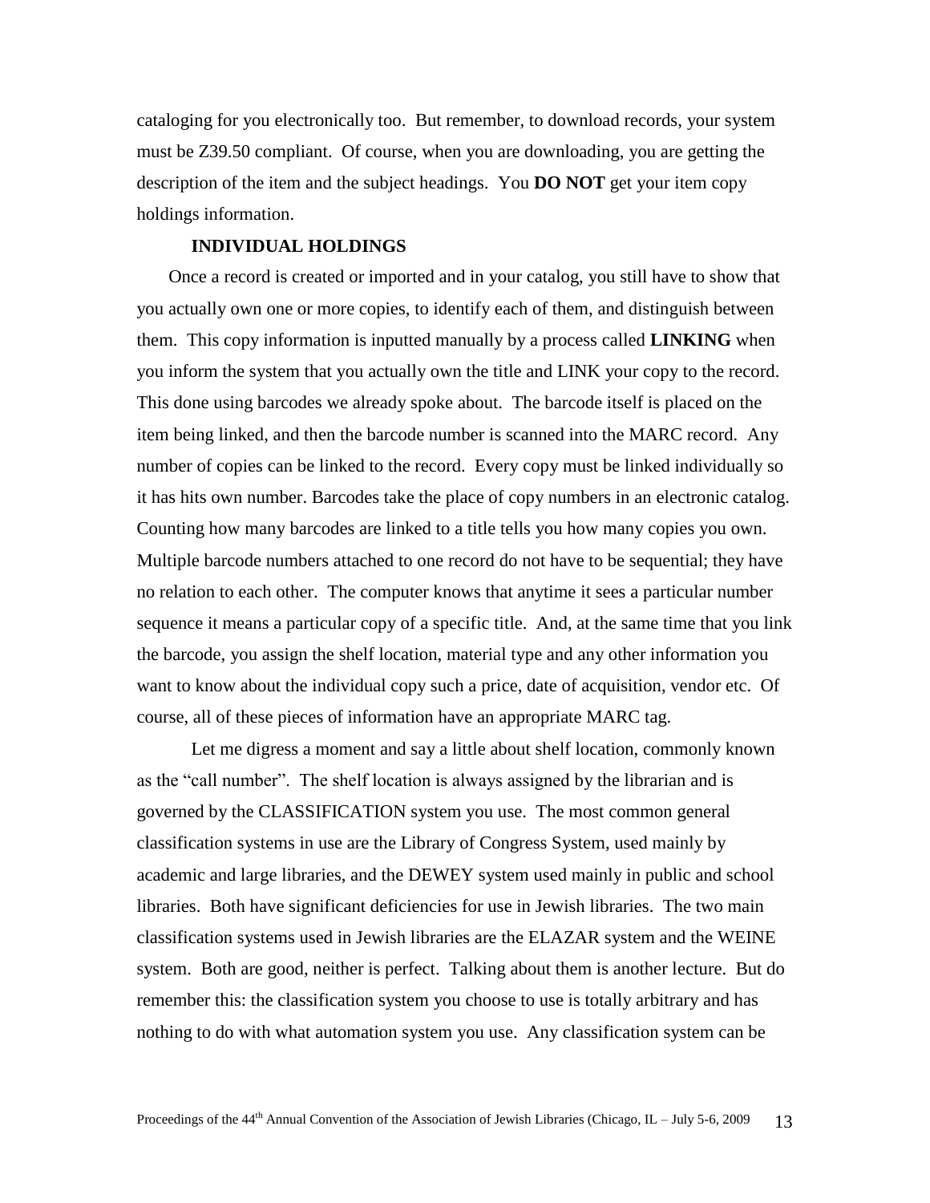cataloging for you electronically too. But remember, to download records, your system must be Z39.50 compliant. Of course, when you are downloading, you are getting the description of the item and the subject headings. You **DO NOT** get your item copy holdings information.

**INDIVIDUAL HOLDINGS**

Once a record is created or imported and in your catalog, you still have to show that you actually own one or more copies, to identify each of them, and distinguish between them. This copy information is inputted manually by a process called **LINKING** when you inform the system that you actually own the title and LINK your copy to the record. This done using barcodes we already spoke about. The barcode itself is placed on the item being linked, and then the barcode number is scanned into the MARC record. Any number of copies can be linked to the record. Every copy must be linked individually so it has hits own number. Barcodes take the place of copy numbers in an electronic catalog. Counting how many barcodes are linked to a title tells you how many copies you own. Multiple barcode numbers attached to one record do not have to be sequential; they have no relation to each other. The computer knows that anytime it sees a particular number sequence it means a particular copy of a specific title. And, at the same time that you link the barcode, you assign the shelf location, material type and any other information you want to know about the individual copy such a price, date of acquisition, vendor etc. Of course, all of these pieces of information have an appropriate MARC tag.

Let me digress a moment and say a little about shelf location, commonly known as the "call number". The shelf location is always assigned by the librarian and is governed by the CLASSIFICATION system you use. The most common general classification systems in use are the Library of Congress System, used mainly by academic and large libraries, and the DEWEY system used mainly in public and school libraries. Both have significant deficiencies for use in Jewish libraries. The two main classification systems used in Jewish libraries are the ELAZAR system and the WEINE system. Both are good, neither is perfect. Talking about them is another lecture. But do remember this: the classification system you choose to use is totally arbitrary and has nothing to do with what automation system you use. Any classification system can be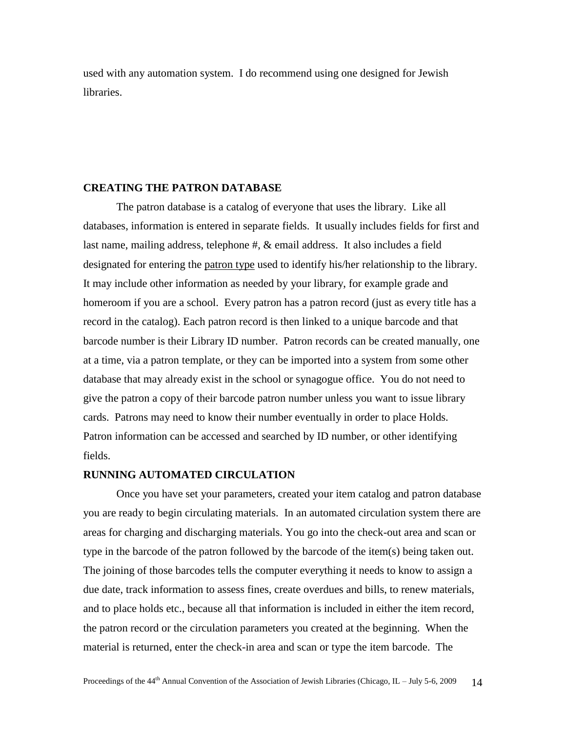used with any automation system. I do recommend using one designed for Jewish libraries.

## CREATING THE PATRON DATABASE

The patron database is a catalog of everyone that uses the library. Like all databases, information is entered in separate fields. It usually includes fields for first and last name, mailing address, telephone #, & email address. It also includes a field designated for entering the <u>patron type</u> used to identify his/her relationship to the library. It may include other information as needed by your library, for example grade and homeroom if you are a school. Every patron has a patron record (just as every title has a record in the catalog). Each patron record is then linked to a unique barcode and that barcode number is their Library ID number. Patron records can be created manually, one at a time, via a patron template, or they can be imported into a system from some other database that may already exist in the school or synagogue office. You do not need to give the patron a copy of their barcode patron number unless you want to issue library cards. Patrons may need to know their number eventually in order to place Holds. Patron information can be accessed and searched by ID number, or other identifying fields.

## RUNNING AUTOMATED CIRCULATION

Once you have set your parameters, created your item catalog and patron database you are ready to begin circulating materials. In an automated circulation system there are areas for charging and discharging materials. You go into the check-out area and scan or type in the barcode of the patron followed by the barcode of the item(s) being taken out. The joining of those barcodes tells the computer everything it needs to know to assign a due date, track information to assess fines, create overdues and bills, to renew materials, and to place holds etc., because all that information is included in either the item record, the patron record or the circulation parameters you created at the beginning. When the material is returned, enter the check-in area and scan or type the item barcode. The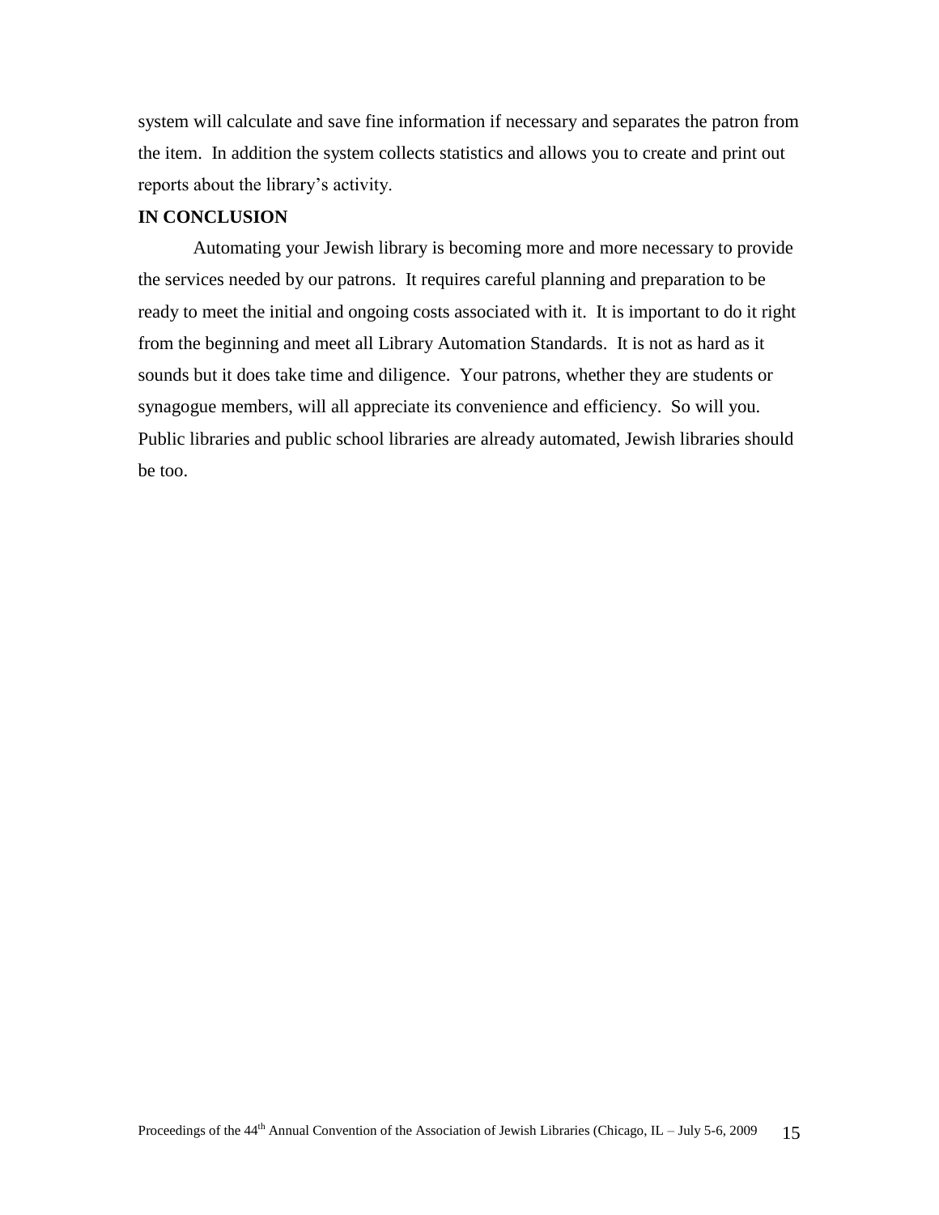system will calculate and save fine information if necessary and separates the patron from the item. In addition the system collects statistics and allows you to create and print out reports about the library's activity.

**IN CONCLUSION**

Automating your Jewish library is becoming more and more necessary to provide the services needed by our patrons. It requires careful planning and preparation to be ready to meet the initial and ongoing costs associated with it. It is important to do it right from the beginning and meet all Library Automation Standards. It is not as hard as it sounds but it does take time and diligence. Your patrons, whether they are students or synagogue members, will all appreciate its convenience and efficiency. So will you. Public libraries and public school libraries are already automated, Jewish libraries should be too.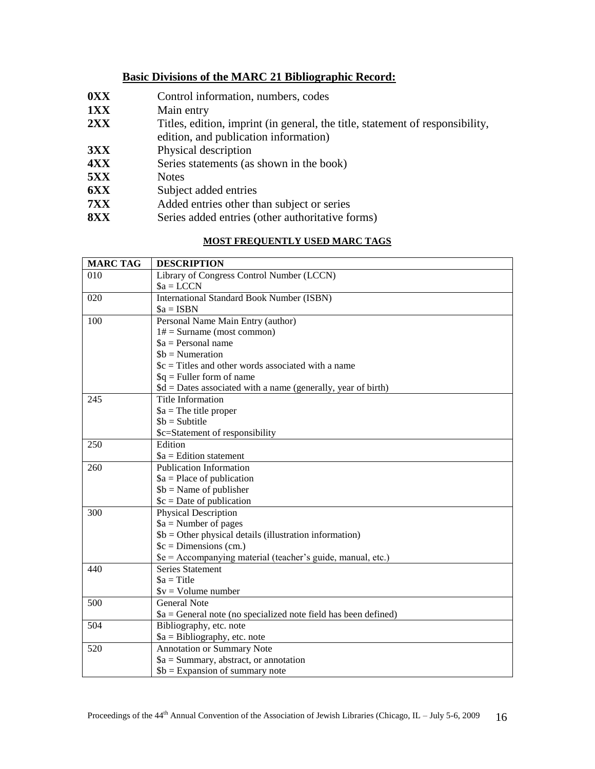## Basic Divisions of the MARC 21 Bibliographic Record:

**0XX** Control information, numbers, codes
**1XX** Main entry
**2XX** Titles, edition, imprint (in general, the title, statement of responsibility, edition, and publication information)
**3XX** Physical description
**4XX** Series statements (as shown in the book)
**5XX** Notes
**6XX** Subject added entries
**7XX** Added entries other than subject or series
**8XX** Series added entries (other authoritative forms)

### MOST FREQUENTLY USED MARC TAGS

| MARC TAG | DESCRIPTION |
|---|---|
| 010 | Library of Congress Control Number (LCCN)<br>$a = LCCN |
| 020 | International Standard Book Number (ISBN)<br>$a = ISBN |
| 100 | Personal Name Main Entry (author)<br>1# = Surname (most common)<br>$a = Personal name<br>$b = Numeration<br>$c = Titles and other words associated with a name<br>$q = Fuller form of name<br>$d = Dates associated with a name (generally, year of birth) |
| 245 | Title Information<br>$a = The title proper<br>$b = Subtitle<br>$c=Statement of responsibility |
| 250 | Edition<br>$a = Edition statement |
| 260 | Publication Information<br>$a = Place of publication<br>$b = Name of publisher<br>$c = Date of publication |
| 300 | Physical Description<br>$a = Number of pages<br>$b = Other physical details (illustration information)<br>$c = Dimensions (cm.)<br>$e = Accompanying material (teacher's guide, manual, etc.) |
| 440 | Series Statement<br>$a = Title<br>$v = Volume number |
| 500 | General Note<br>$a = General note (no specialized note field has been defined) |
| 504 | Bibliography, etc. note<br>$a = Bibliography, etc. note |
| 520 | Annotation or Summary Note<br>$a = Summary, abstract, or annotation<br>$b = Expansion of summary note |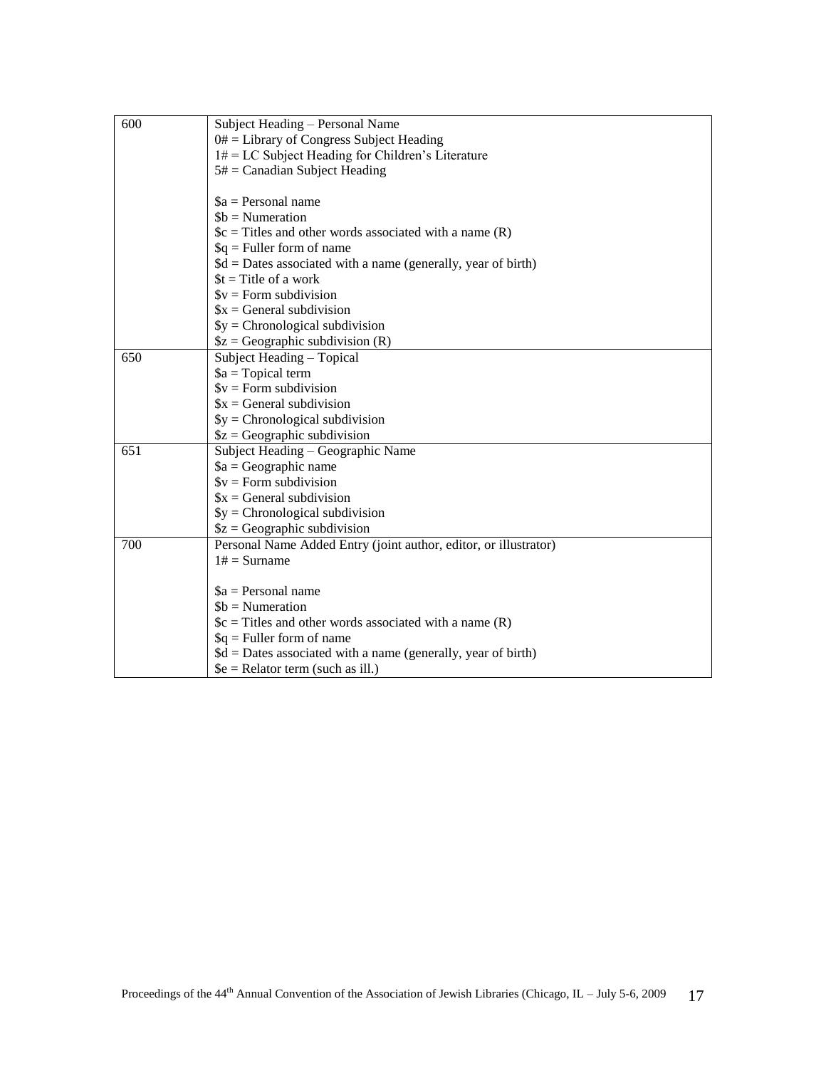| | |
|---|---|
| 600 | Subject Heading – Personal Name<br>0# = Library of Congress Subject Heading<br>1# = LC Subject Heading for Children's Literature<br>5# = Canadian Subject Heading<br><br>$a = Personal name<br>$b = Numeration<br>$c = Titles and other words associated with a name (R)<br>$q = Fuller form of name<br>$d = Dates associated with a name (generally, year of birth)<br>$t = Title of a work<br>$v = Form subdivision<br>$x = General subdivision<br>$y = Chronological subdivision<br>$z = Geographic subdivision (R) |
| 650 | Subject Heading – Topical<br>$a = Topical term<br>$v = Form subdivision<br>$x = General subdivision<br>$y = Chronological subdivision<br>$z = Geographic subdivision |
| 651 | Subject Heading – Geographic Name<br>$a = Geographic name<br>$v = Form subdivision<br>$x = General subdivision<br>$y = Chronological subdivision<br>$z = Geographic subdivision |
| 700 | Personal Name Added Entry (joint author, editor, or illustrator)<br>1# = Surname<br><br>$a = Personal name<br>$b = Numeration<br>$c = Titles and other words associated with a name (R)<br>$q = Fuller form of name<br>$d = Dates associated with a name (generally, year of birth)<br>$e = Relator term (such as ill.) |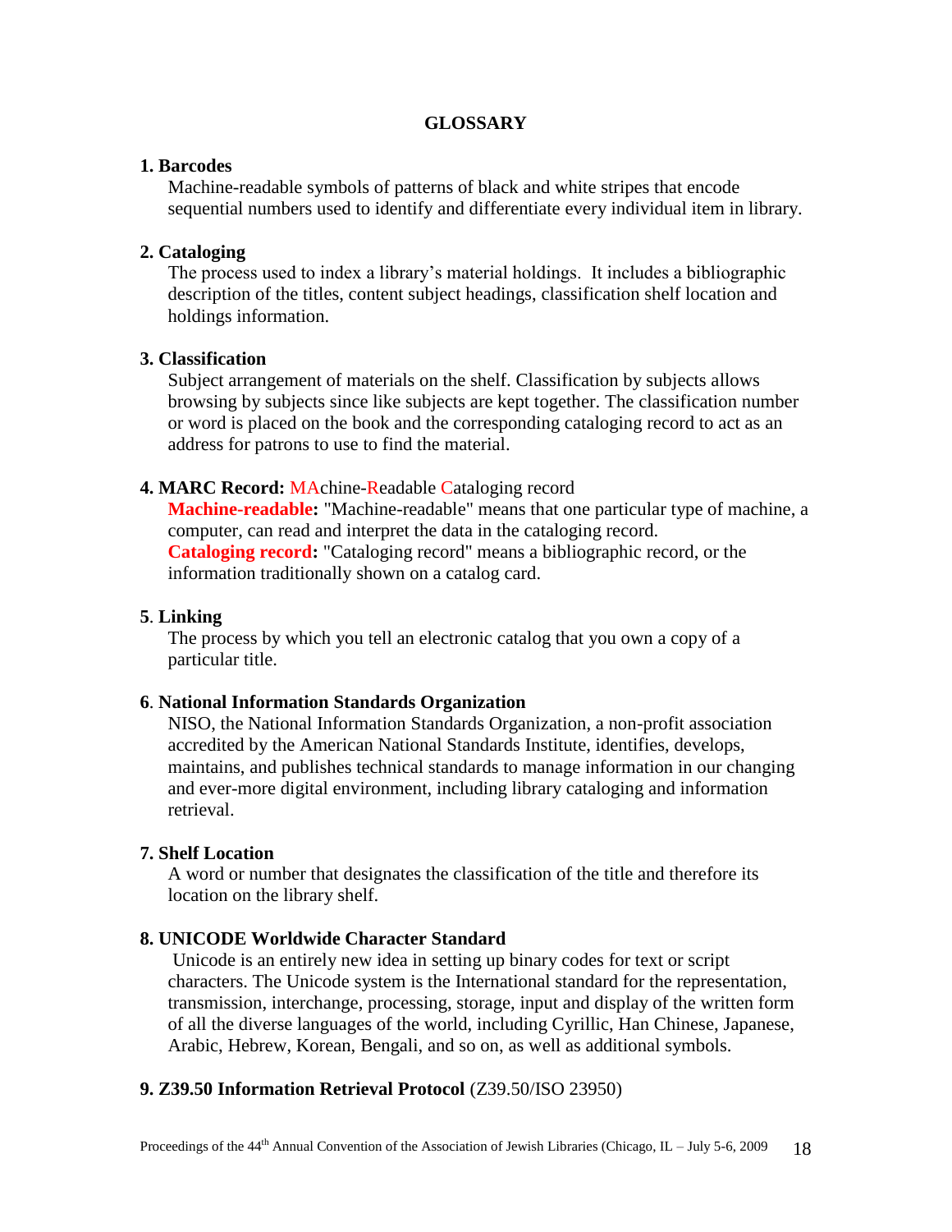## GLOSSARY

**1. Barcodes**

Machine-readable symbols of patterns of black and white stripes that encode sequential numbers used to identify and differentiate every individual item in library.

**2. Cataloging**

The process used to index a library's material holdings. It includes a bibliographic description of the titles, content subject headings, classification shelf location and holdings information.

**3. Classification**

Subject arrangement of materials on the shelf. Classification by subjects allows browsing by subjects since like subjects are kept together. The classification number or word is placed on the book and the corresponding cataloging record to act as an address for patrons to use to find the material.

**4. MARC Record:** MAchine-Readable Cataloging record

**Machine-readable:** "Machine-readable" means that one particular type of machine, a computer, can read and interpret the data in the cataloging record.

**Cataloging record:** "Cataloging record" means a bibliographic record, or the information traditionally shown on a catalog card.

**5. Linking**

The process by which you tell an electronic catalog that you own a copy of a particular title.

**6. National Information Standards Organization**

NISO, the National Information Standards Organization, a non-profit association accredited by the American National Standards Institute, identifies, develops, maintains, and publishes technical standards to manage information in our changing and ever-more digital environment, including library cataloging and information retrieval.

**7. Shelf Location**

A word or number that designates the classification of the title and therefore its location on the library shelf.

**8. UNICODE Worldwide Character Standard**

Unicode is an entirely new idea in setting up binary codes for text or script characters. The Unicode system is the International standard for the representation, transmission, interchange, processing, storage, input and display of the written form of all the diverse languages of the world, including Cyrillic, Han Chinese, Japanese, Arabic, Hebrew, Korean, Bengali, and so on, as well as additional symbols.

**9. Z39.50 Information Retrieval Protocol** (Z39.50/ISO 23950)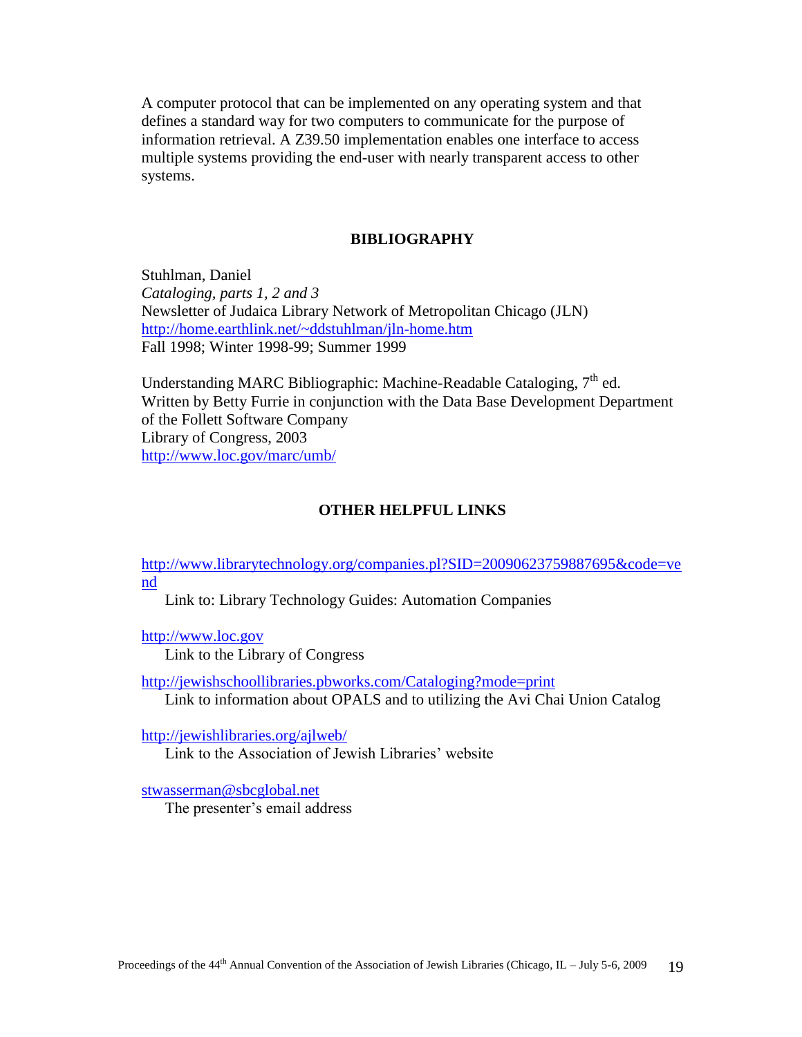A computer protocol that can be implemented on any operating system and that defines a standard way for two computers to communicate for the purpose of information retrieval. A Z39.50 implementation enables one interface to access multiple systems providing the end-user with nearly transparent access to other systems.

## BIBLIOGRAPHY

Stuhlman, Daniel
*Cataloging, parts 1, 2 and 3*
Newsletter of Judaica Library Network of Metropolitan Chicago (JLN)
http://home.earthlink.net/~ddstuhlman/jln-home.htm
Fall 1998; Winter 1998-99; Summer 1999

Understanding MARC Bibliographic: Machine-Readable Cataloging, 7th ed.
Written by Betty Furrie in conjunction with the Data Base Development Department of the Follett Software Company
Library of Congress, 2003
http://www.loc.gov/marc/umb/

## OTHER HELPFUL LINKS

http://www.librarytechnology.org/companies.pl?SID=20090623759887695&code=vend
Link to: Library Technology Guides: Automation Companies

http://www.loc.gov
Link to the Library of Congress

http://jewishschoollibraries.pbworks.com/Cataloging?mode=print
Link to information about OPALS and to utilizing the Avi Chai Union Catalog

http://jewishlibraries.org/ajlweb/
Link to the Association of Jewish Libraries' website

stwasserman@sbcglobal.net
The presenter's email address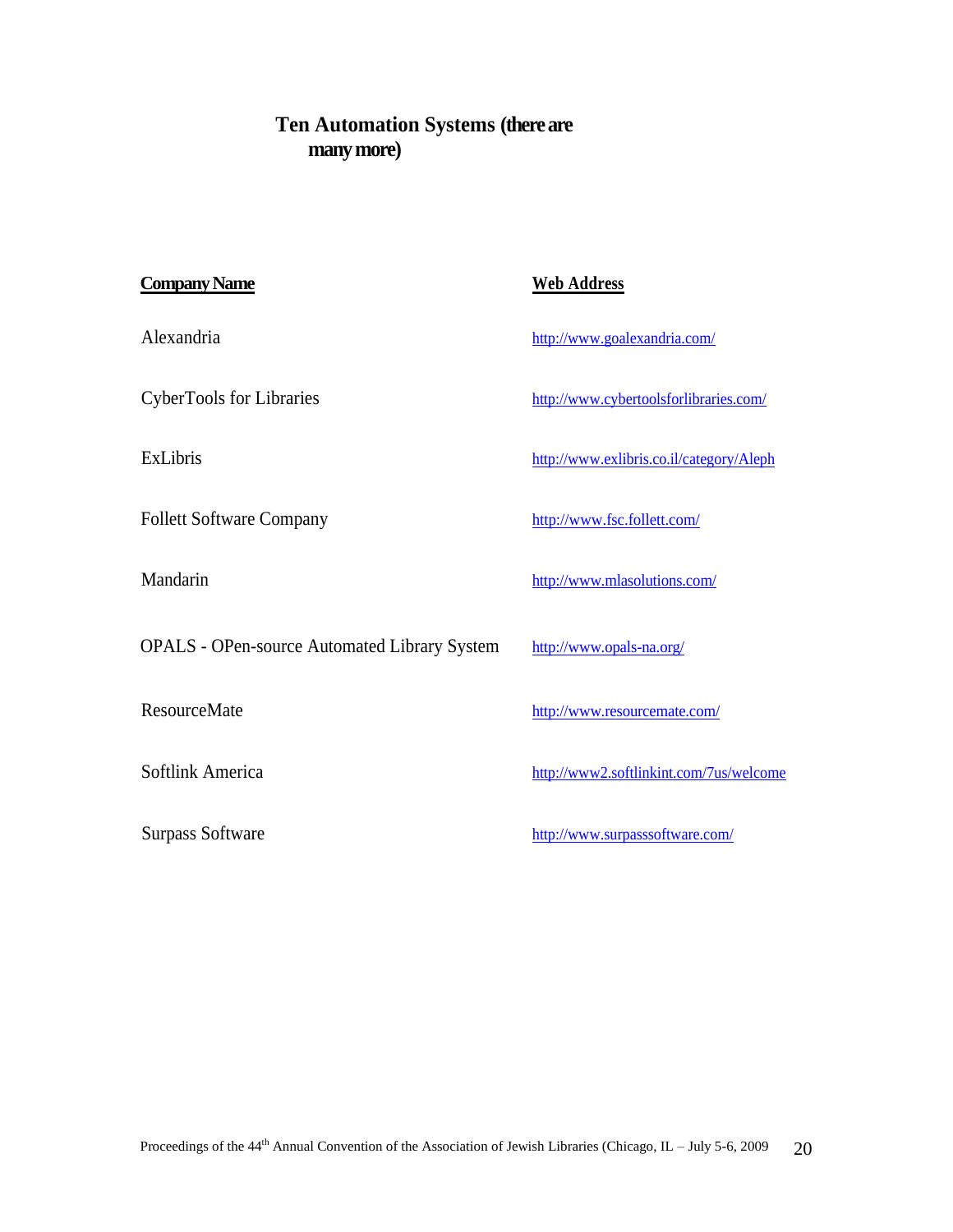## Ten Automation Systems (there are many more)

| Company Name | Web Address |
| --- | --- |
| Alexandria | http://www.goalexandria.com/ |
| CyberTools for Libraries | http://www.cybertoolsforlibraries.com/ |
| ExLibris | http://www.exlibris.co.il/category/Aleph |
| Follett Software Company | http://www.fsc.follett.com/ |
| Mandarin | http://www.mlasolutions.com/ |
| OPALS - OPen-source Automated Library System | http://www.opals-na.org/ |
| ResourceMate | http://www.resourcemate.com/ |
| Softlink America | http://www2.softlinkint.com/7us/welcome |
| Surpass Software | http://www.surpasssoftware.com/ |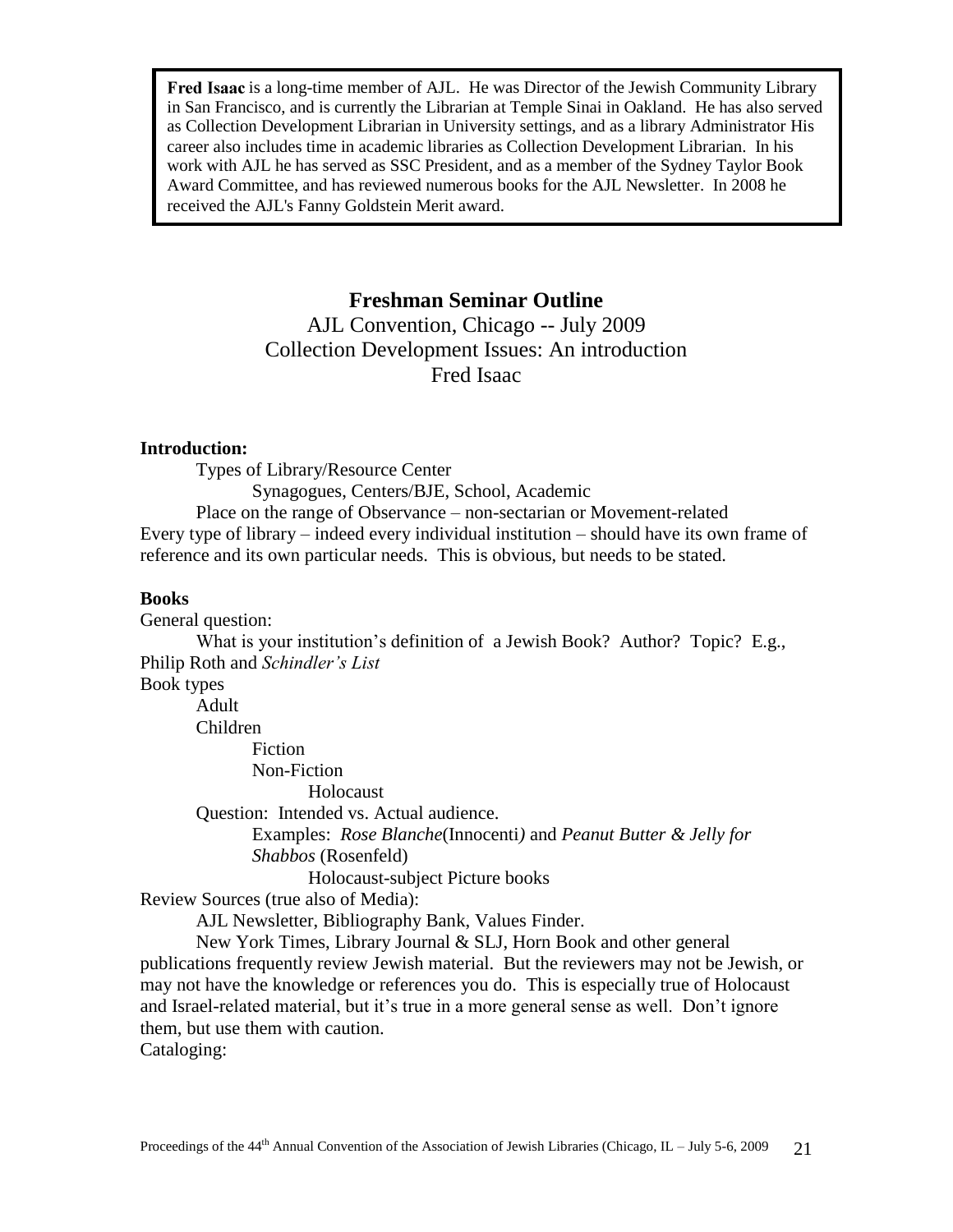**Fred Isaac** is a long-time member of AJL. He was Director of the Jewish Community Library in San Francisco, and is currently the Librarian at Temple Sinai in Oakland. He has also served as Collection Development Librarian in University settings, and as a library Administrator His career also includes time in academic libraries as Collection Development Librarian. In his work with AJL he has served as SSC President, and as a member of the Sydney Taylor Book Award Committee, and has reviewed numerous books for the AJL Newsletter. In 2008 he received the AJL's Fanny Goldstein Merit award.

## Freshman Seminar Outline

AJL Convention, Chicago -- July 2009
Collection Development Issues: An introduction
Fred Isaac

**Introduction:**

Types of Library/Resource Center
- Synagogues, Centers/BJE, School, Academic

Place on the range of Observance – non-sectarian or Movement-related

Every type of library – indeed every individual institution – should have its own frame of reference and its own particular needs. This is obvious, but needs to be stated.

**Books**

General question:

What is your institution's definition of a Jewish Book? Author? Topic? E.g., Philip Roth and *Schindler's List*

Book types
- Adult
- Children
  - Fiction
  - Non-Fiction
    - Holocaust

Question: Intended vs. Actual audience.
- Examples: *Rose Blanche*(Innocenti*)* and *Peanut Butter & Jelly for Shabbos* (Rosenfeld)
  - Holocaust-subject Picture books

Review Sources (true also of Media):

AJL Newsletter, Bibliography Bank, Values Finder.

New York Times, Library Journal & SLJ, Horn Book and other general publications frequently review Jewish material. But the reviewers may not be Jewish, or may not have the knowledge or references you do. This is especially true of Holocaust and Israel-related material, but it's true in a more general sense as well. Don't ignore them, but use them with caution.

Cataloging: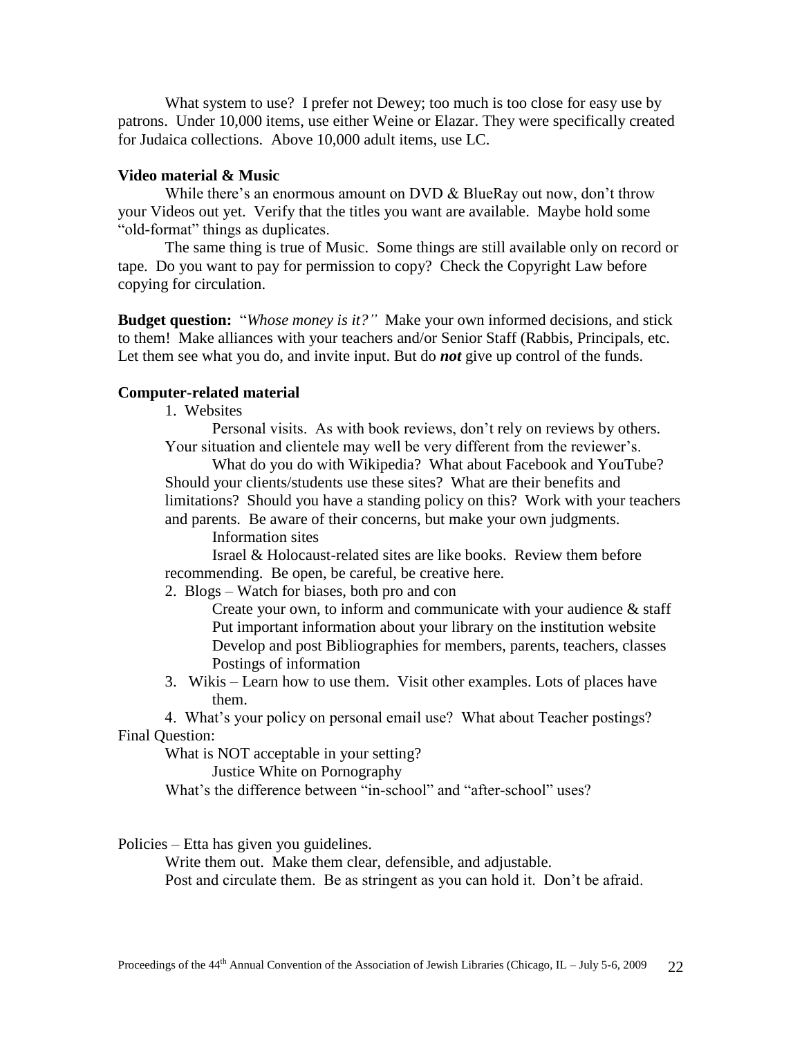What system to use? I prefer not Dewey; too much is too close for easy use by patrons. Under 10,000 items, use either Weine or Elazar. They were specifically created for Judaica collections. Above 10,000 adult items, use LC.

**Video material & Music**

While there's an enormous amount on DVD & BlueRay out now, don't throw your Videos out yet. Verify that the titles you want are available. Maybe hold some "old-format" things as duplicates.

The same thing is true of Music. Some things are still available only on record or tape. Do you want to pay for permission to copy? Check the Copyright Law before copying for circulation.

**Budget question:** "*Whose money is it?"* Make your own informed decisions, and stick to them! Make alliances with your teachers and/or Senior Staff (Rabbis, Principals, etc. Let them see what you do, and invite input. But do ***not*** give up control of the funds.

**Computer-related material**

1. Websites

   Personal visits. As with book reviews, don't rely on reviews by others. Your situation and clientele may well be very different from the reviewer's.

   What do you do with Wikipedia? What about Facebook and YouTube? Should your clients/students use these sites? What are their benefits and limitations? Should you have a standing policy on this? Work with your teachers and parents. Be aware of their concerns, but make your own judgments.

   Information sites

   Israel & Holocaust-related sites are like books. Review them before recommending. Be open, be careful, be creative here.

2. Blogs – Watch for biases, both pro and con

   Create your own, to inform and communicate with your audience & staff
   Put important information about your library on the institution website
   Develop and post Bibliographies for members, parents, teachers, classes
   Postings of information

3. Wikis – Learn how to use them. Visit other examples. Lots of places have them.

4. What's your policy on personal email use? What about Teacher postings?

Final Question:

What is NOT acceptable in your setting?

Justice White on Pornography

What's the difference between "in-school" and "after-school" uses?

Policies – Etta has given you guidelines.

Write them out. Make them clear, defensible, and adjustable.

Post and circulate them. Be as stringent as you can hold it. Don't be afraid.